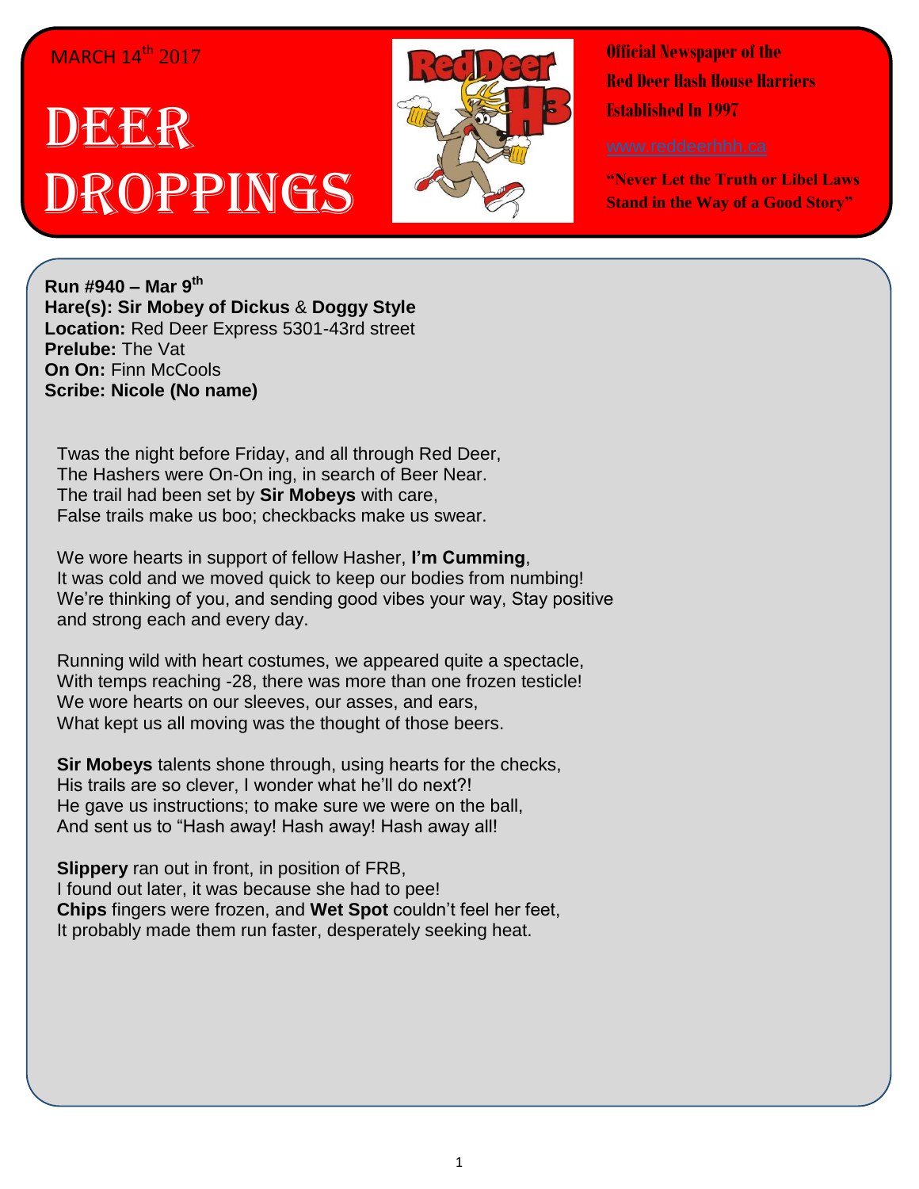MARCH 14th 2017

# Deer Droppings

**Official Newspaper of the Red Deer Hash House Harriers**
**Established In 1997**

www.reddeerhhh.ca

**"Never Let the Truth or Libel Laws Stand in the Way of a Good Story"**

**Run #940 – Mar 9th**
**Hare(s): Sir Mobey of Dickus** & **Doggy Style**
**Location:** Red Deer Express 5301-43rd street
**Prelube:** The Vat
**On On:** Finn McCools
**Scribe: Nicole (No name)**

Twas the night before Friday, and all through Red Deer,
The Hashers were On-On ing, in search of Beer Near.
The trail had been set by **Sir Mobeys** with care,
False trails make us boo; checkbacks make us swear.

We wore hearts in support of fellow Hasher, **I'm Cumming**,
It was cold and we moved quick to keep our bodies from numbing!
We're thinking of you, and sending good vibes your way, Stay positive and strong each and every day.

Running wild with heart costumes, we appeared quite a spectacle,
With temps reaching -28, there was more than one frozen testicle!
We wore hearts on our sleeves, our asses, and ears,
What kept us all moving was the thought of those beers.

**Sir Mobeys** talents shone through, using hearts for the checks,
His trails are so clever, I wonder what he'll do next?!
He gave us instructions; to make sure we were on the ball,
And sent us to "Hash away! Hash away! Hash away all!

**Slippery** ran out in front, in position of FRB,
I found out later, it was because she had to pee!
**Chips** fingers were frozen, and **Wet Spot** couldn't feel her feet,
It probably made them run faster, desperately seeking heat.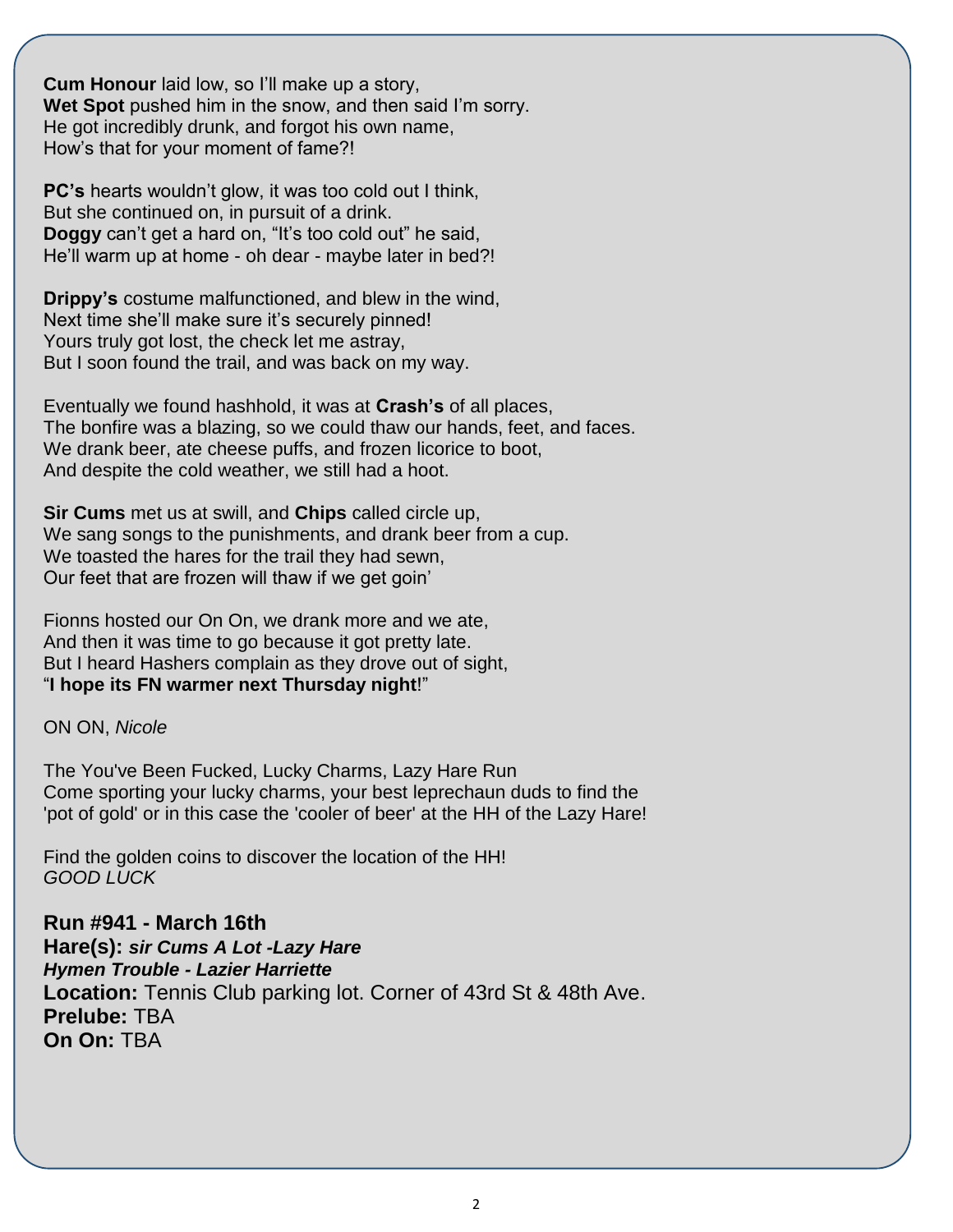**Cum Honour** laid low, so I'll make up a story,
**Wet Spot** pushed him in the snow, and then said I'm sorry.
He got incredibly drunk, and forgot his own name,
How's that for your moment of fame?!

**PC's** hearts wouldn't glow, it was too cold out I think,
But she continued on, in pursuit of a drink.
**Doggy** can't get a hard on, "It's too cold out" he said,
He'll warm up at home - oh dear - maybe later in bed?!

**Drippy's** costume malfunctioned, and blew in the wind,
Next time she'll make sure it's securely pinned!
Yours truly got lost, the check let me astray,
But I soon found the trail, and was back on my way.

Eventually we found hashhold, it was at **Crash's** of all places,
The bonfire was a blazing, so we could thaw our hands, feet, and faces.
We drank beer, ate cheese puffs, and frozen licorice to boot,
And despite the cold weather, we still had a hoot.

**Sir Cums** met us at swill, and **Chips** called circle up,
We sang songs to the punishments, and drank beer from a cup.
We toasted the hares for the trail they had sewn,
Our feet that are frozen will thaw if we get goin'

Fionns hosted our On On, we drank more and we ate,
And then it was time to go because it got pretty late.
But I heard Hashers complain as they drove out of sight,
"**I hope its FN warmer next Thursday night**!"

ON ON, *Nicole*

The You've Been Fucked, Lucky Charms, Lazy Hare Run
Come sporting your lucky charms, your best leprechaun duds to find the 'pot of gold' or in this case the 'cooler of beer' at the HH of the Lazy Hare!

Find the golden coins to discover the location of the HH!
*GOOD LUCK*

**Run #941 - March 16th**
**Hare(s):** ***sir Cums A Lot -Lazy Hare***
***Hymen Trouble - Lazier Harriette***
**Location:** Tennis Club parking lot. Corner of 43rd St & 48th Ave.
**Prelube:** TBA
**On On:** TBA